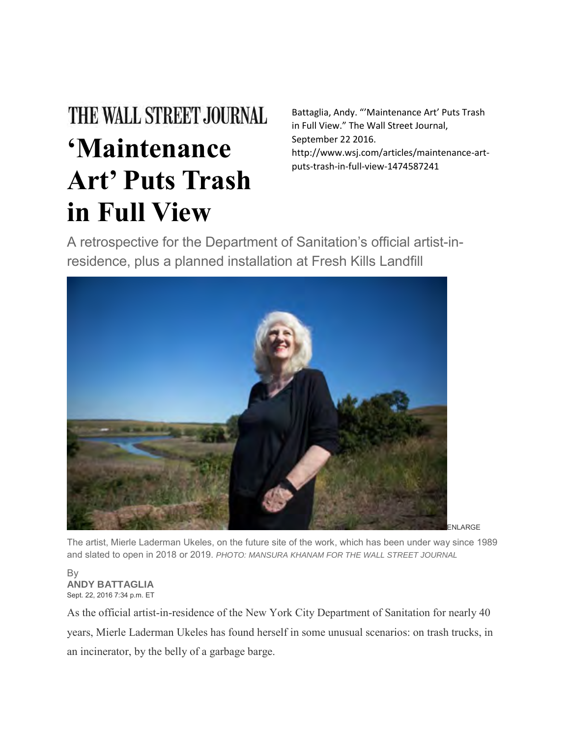THE WALL STREET JOURNAL

# 'Maintenance Art' Puts Trash in Full View

Battaglia, Andy. "'Maintenance Art' Puts Trash in Full View." The Wall Street Journal, September 22 2016. http://www.wsj.com/articles/maintenance-art-puts-trash-in-full-view-1474587241

A retrospective for the Department of Sanitation's official artist-in-residence, plus a planned installation at Fresh Kills Landfill

ENLARGE

The artist, Mierle Laderman Ukeles, on the future site of the work, which has been under way since 1989 and slated to open in 2018 or 2019. *PHOTO: MANSURA KHANAM FOR THE WALL STREET JOURNAL*

By
**ANDY BATTAGLIA**
Sept. 22, 2016 7:34 p.m. ET

As the official artist-in-residence of the New York City Department of Sanitation for nearly 40 years, Mierle Laderman Ukeles has found herself in some unusual scenarios: on trash trucks, in an incinerator, by the belly of a garbage barge.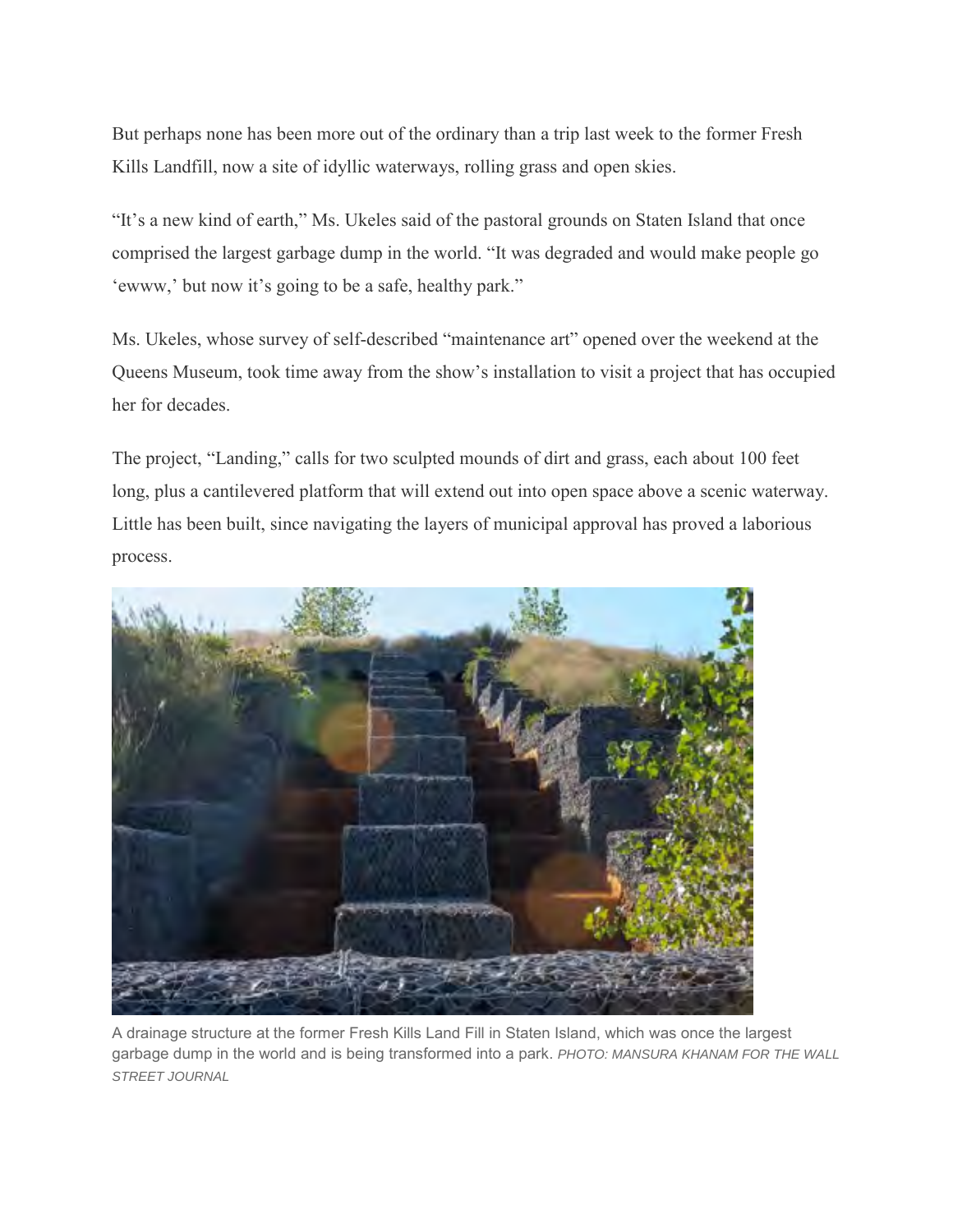But perhaps none has been more out of the ordinary than a trip last week to the former Fresh Kills Landfill, now a site of idyllic waterways, rolling grass and open skies.

“It’s a new kind of earth,” Ms. Ukeles said of the pastoral grounds on Staten Island that once comprised the largest garbage dump in the world. “It was degraded and would make people go ‘ewww,’ but now it’s going to be a safe, healthy park.”

Ms. Ukeles, whose survey of self-described “maintenance art” opened over the weekend at the Queens Museum, took time away from the show’s installation to visit a project that has occupied her for decades.

The project, “Landing,” calls for two sculpted mounds of dirt and grass, each about 100 feet long, plus a cantilevered platform that will extend out into open space above a scenic waterway. Little has been built, since navigating the layers of municipal approval has proved a laborious process.

A drainage structure at the former Fresh Kills Land Fill in Staten Island, which was once the largest garbage dump in the world and is being transformed into a park. *PHOTO: MANSURA KHANAM FOR THE WALL STREET JOURNAL*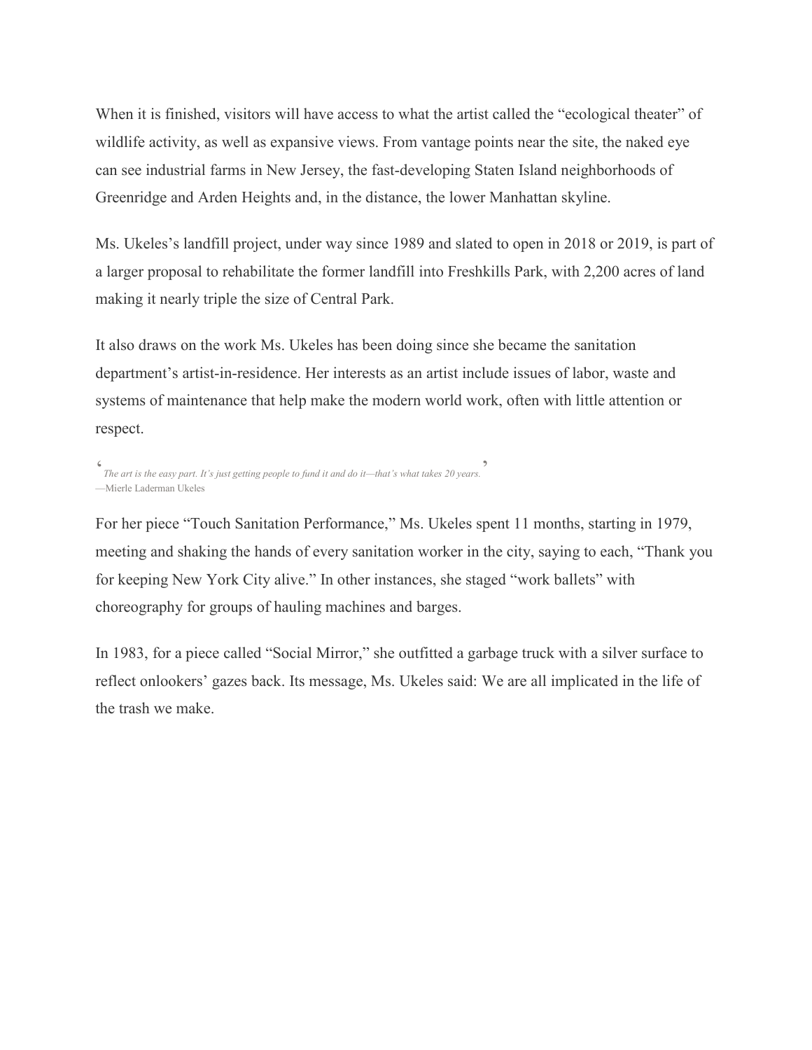When it is finished, visitors will have access to what the artist called the "ecological theater" of wildlife activity, as well as expansive views. From vantage points near the site, the naked eye can see industrial farms in New Jersey, the fast-developing Staten Island neighborhoods of Greenridge and Arden Heights and, in the distance, the lower Manhattan skyline.

Ms. Ukeles's landfill project, under way since 1989 and slated to open in 2018 or 2019, is part of a larger proposal to rehabilitate the former landfill into Freshkills Park, with 2,200 acres of land making it nearly triple the size of Central Park.

It also draws on the work Ms. Ukeles has been doing since she became the sanitation department's artist-in-residence. Her interests as an artist include issues of labor, waste and systems of maintenance that help make the modern world work, often with little attention or respect.

> ‘*The art is the easy part. It's just getting people to fund it and do it—that's what takes 20 years.*’
> —Mierle Laderman Ukeles

For her piece "Touch Sanitation Performance," Ms. Ukeles spent 11 months, starting in 1979, meeting and shaking the hands of every sanitation worker in the city, saying to each, "Thank you for keeping New York City alive." In other instances, she staged "work ballets" with choreography for groups of hauling machines and barges.

In 1983, for a piece called "Social Mirror," she outfitted a garbage truck with a silver surface to reflect onlookers' gazes back. Its message, Ms. Ukeles said: We are all implicated in the life of the trash we make.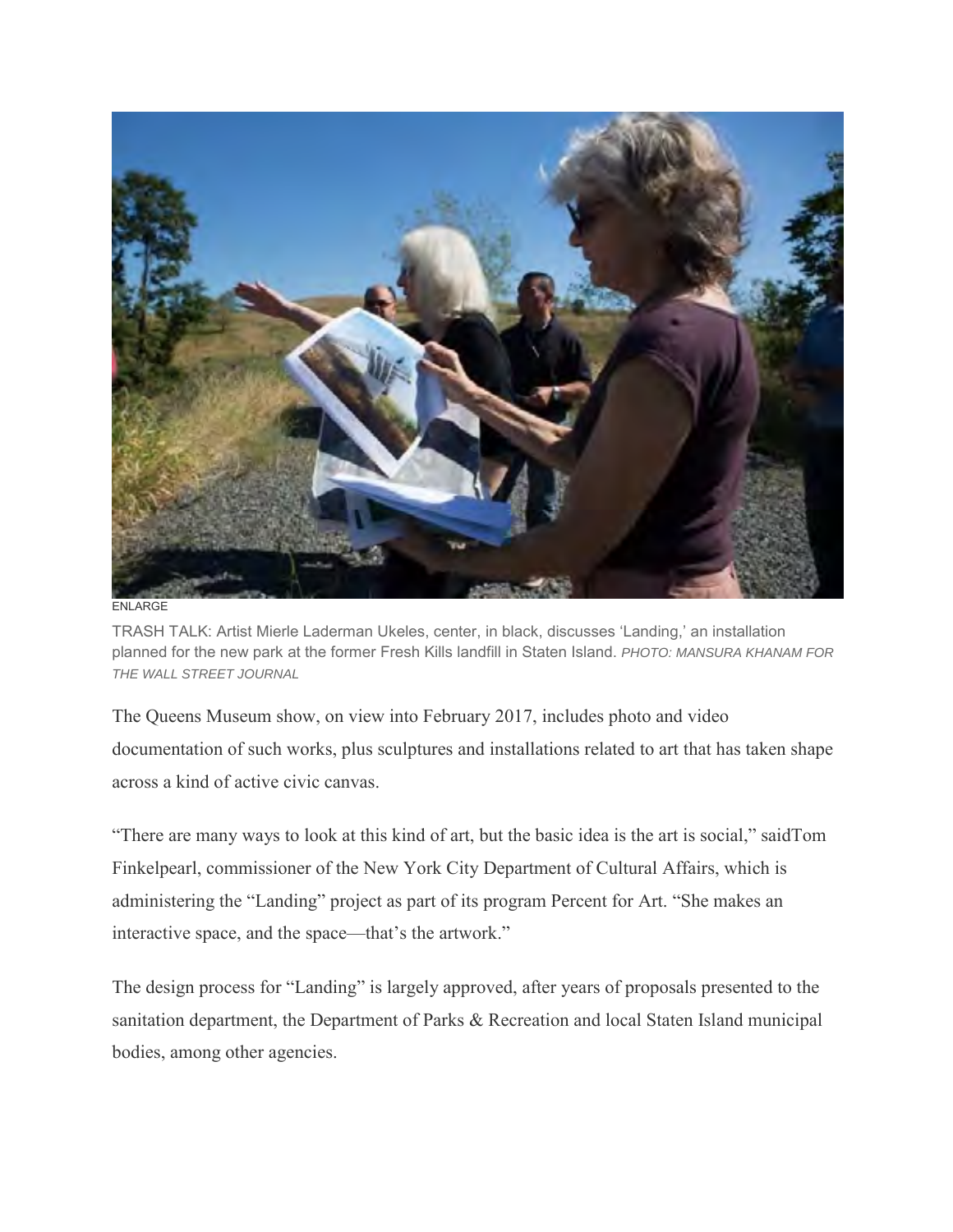ENLARGE

TRASH TALK: Artist Mierle Laderman Ukeles, center, in black, discusses ‘Landing,’ an installation planned for the new park at the former Fresh Kills landfill in Staten Island. *PHOTO: MANSURA KHANAM FOR THE WALL STREET JOURNAL*

The Queens Museum show, on view into February 2017, includes photo and video documentation of such works, plus sculptures and installations related to art that has taken shape across a kind of active civic canvas.

“There are many ways to look at this kind of art, but the basic idea is the art is social,” saidTom Finkelpearl, commissioner of the New York City Department of Cultural Affairs, which is administering the “Landing” project as part of its program Percent for Art. “She makes an interactive space, and the space—that’s the artwork.”

The design process for “Landing” is largely approved, after years of proposals presented to the sanitation department, the Department of Parks & Recreation and local Staten Island municipal bodies, among other agencies.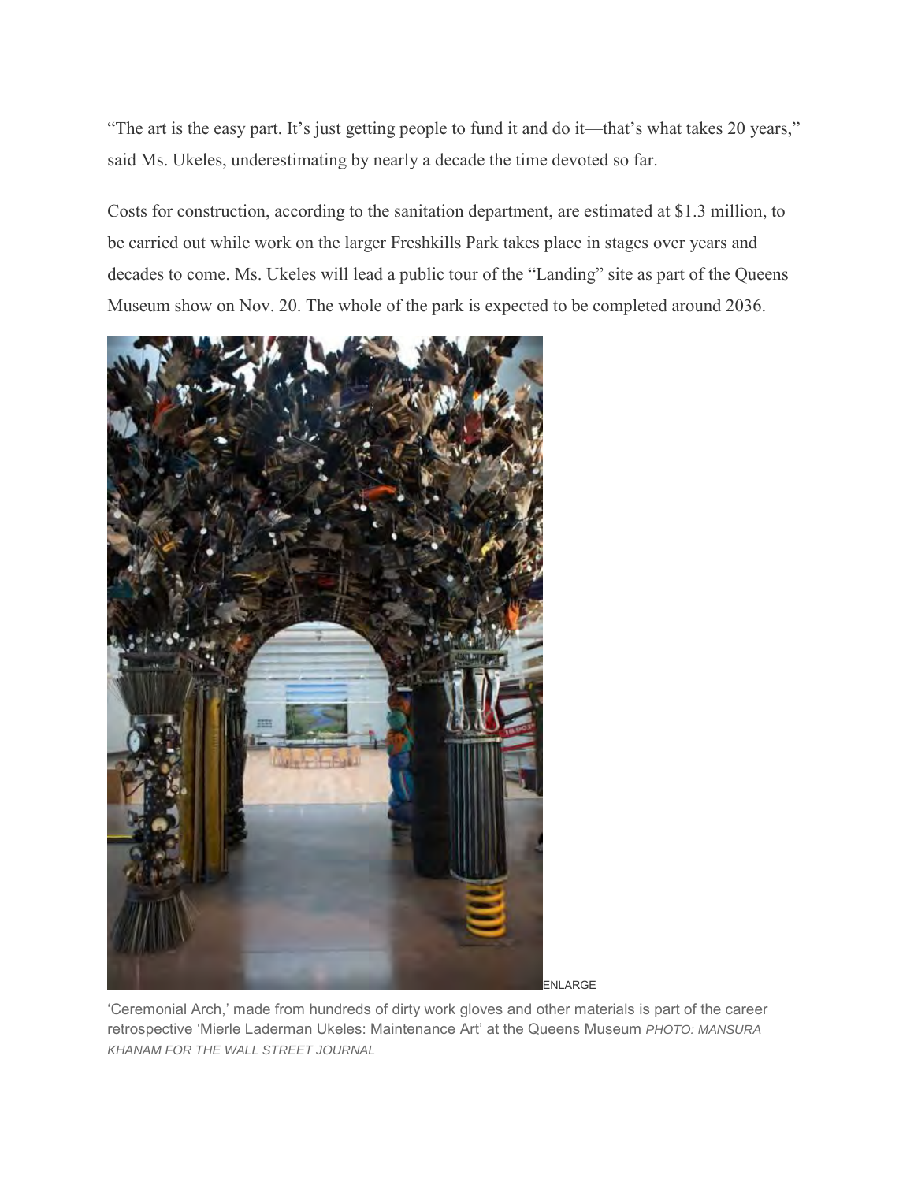"The art is the easy part. It's just getting people to fund it and do it—that's what takes 20 years," said Ms. Ukeles, underestimating by nearly a decade the time devoted so far.

Costs for construction, according to the sanitation department, are estimated at $1.3 million, to be carried out while work on the larger Freshkills Park takes place in stages over years and decades to come. Ms. Ukeles will lead a public tour of the "Landing" site as part of the Queens Museum show on Nov. 20. The whole of the park is expected to be completed around 2036.

ENLARGE

'Ceremonial Arch,' made from hundreds of dirty work gloves and other materials is part of the career retrospective 'Mierle Laderman Ukeles: Maintenance Art' at the Queens Museum *PHOTO: MANSURA KHANAM FOR THE WALL STREET JOURNAL*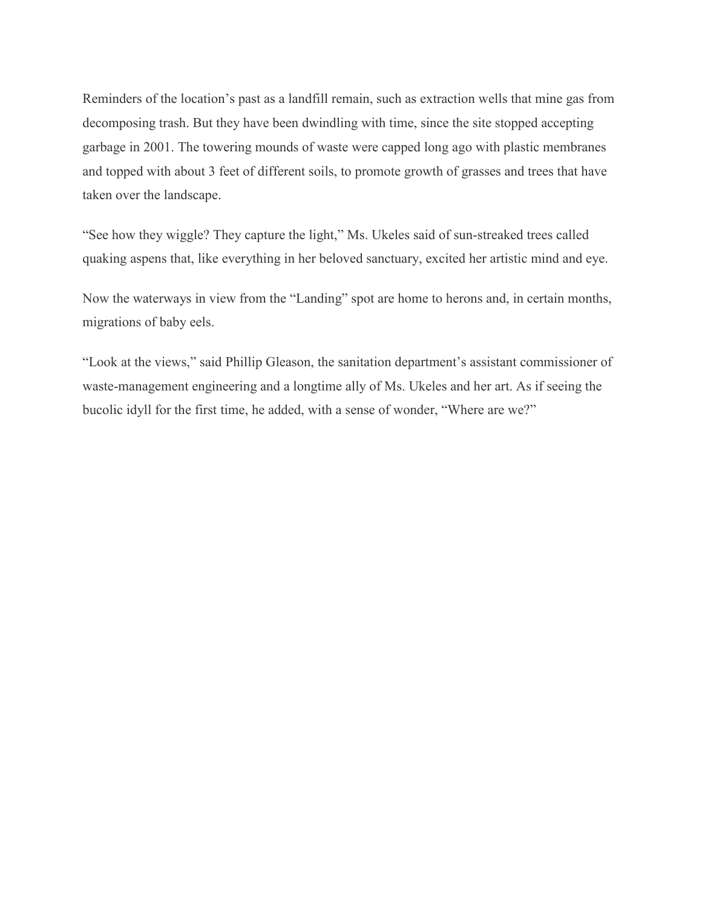Reminders of the location’s past as a landfill remain, such as extraction wells that mine gas from decomposing trash. But they have been dwindling with time, since the site stopped accepting garbage in 2001. The towering mounds of waste were capped long ago with plastic membranes and topped with about 3 feet of different soils, to promote growth of grasses and trees that have taken over the landscape.

“See how they wiggle? They capture the light,” Ms. Ukeles said of sun-streaked trees called quaking aspens that, like everything in her beloved sanctuary, excited her artistic mind and eye.

Now the waterways in view from the “Landing” spot are home to herons and, in certain months, migrations of baby eels.

“Look at the views,” said Phillip Gleason, the sanitation department’s assistant commissioner of waste-management engineering and a longtime ally of Ms. Ukeles and her art. As if seeing the bucolic idyll for the first time, he added, with a sense of wonder, “Where are we?”